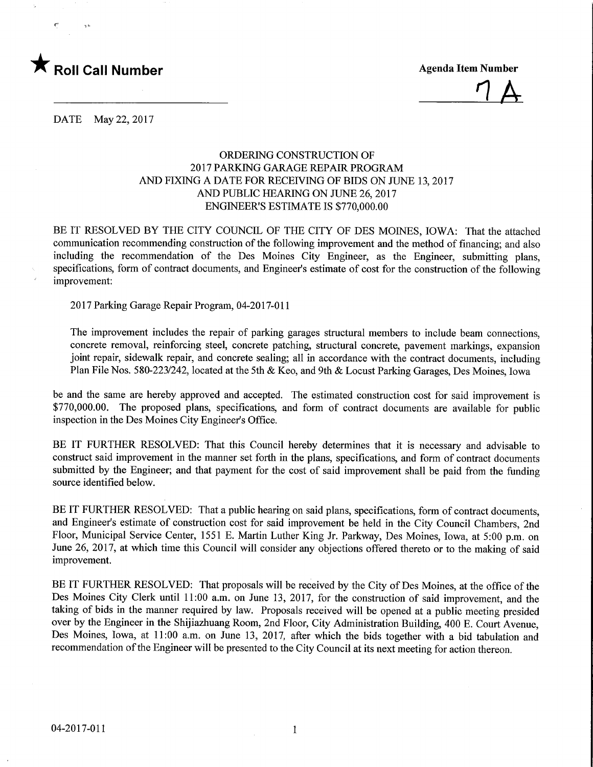★ **Roll Call Number**

**Agenda Item Number**

7 A

DATE May 22, 2017

ORDERING CONSTRUCTION OF
2017 PARKING GARAGE REPAIR PROGRAM
AND FIXING A DATE FOR RECEIVING OF BIDS ON JUNE 13, 2017
AND PUBLIC HEARING ON JUNE 26, 2017
ENGINEER'S ESTIMATE IS $770,000.00

BE IT RESOLVED BY THE CITY COUNCIL OF THE CITY OF DES MOINES, IOWA: That the attached communication recommending construction of the following improvement and the method of financing; and also including the recommendation of the Des Moines City Engineer, as the Engineer, submitting plans, specifications, form of contract documents, and Engineer's estimate of cost for the construction of the following improvement:

2017 Parking Garage Repair Program, 04-2017-011

The improvement includes the repair of parking garages structural members to include beam connections, concrete removal, reinforcing steel, concrete patching, structural concrete, pavement markings, expansion joint repair, sidewalk repair, and concrete sealing; all in accordance with the contract documents, including Plan File Nos. 580-223/242, located at the 5th & Keo, and 9th & Locust Parking Garages, Des Moines, Iowa

be and the same are hereby approved and accepted. The estimated construction cost for said improvement is $770,000.00. The proposed plans, specifications, and form of contract documents are available for public inspection in the Des Moines City Engineer's Office.

BE IT FURTHER RESOLVED: That this Council hereby determines that it is necessary and advisable to construct said improvement in the manner set forth in the plans, specifications, and form of contract documents submitted by the Engineer; and that payment for the cost of said improvement shall be paid from the funding source identified below.

BE IT FURTHER RESOLVED: That a public hearing on said plans, specifications, form of contract documents, and Engineer's estimate of construction cost for said improvement be held in the City Council Chambers, 2nd Floor, Municipal Service Center, 1551 E. Martin Luther King Jr. Parkway, Des Moines, Iowa, at 5:00 p.m. on June 26, 2017, at which time this Council will consider any objections offered thereto or to the making of said improvement.

BE IT FURTHER RESOLVED: That proposals will be received by the City of Des Moines, at the office of the Des Moines City Clerk until 11:00 a.m. on June 13, 2017, for the construction of said improvement, and the taking of bids in the manner required by law. Proposals received will be opened at a public meeting presided over by the Engineer in the Shijiazhuang Room, 2nd Floor, City Administration Building, 400 E. Court Avenue, Des Moines, Iowa, at 11:00 a.m. on June 13, 2017, after which the bids together with a bid tabulation and recommendation of the Engineer will be presented to the City Council at its next meeting for action thereon.

04-2017-011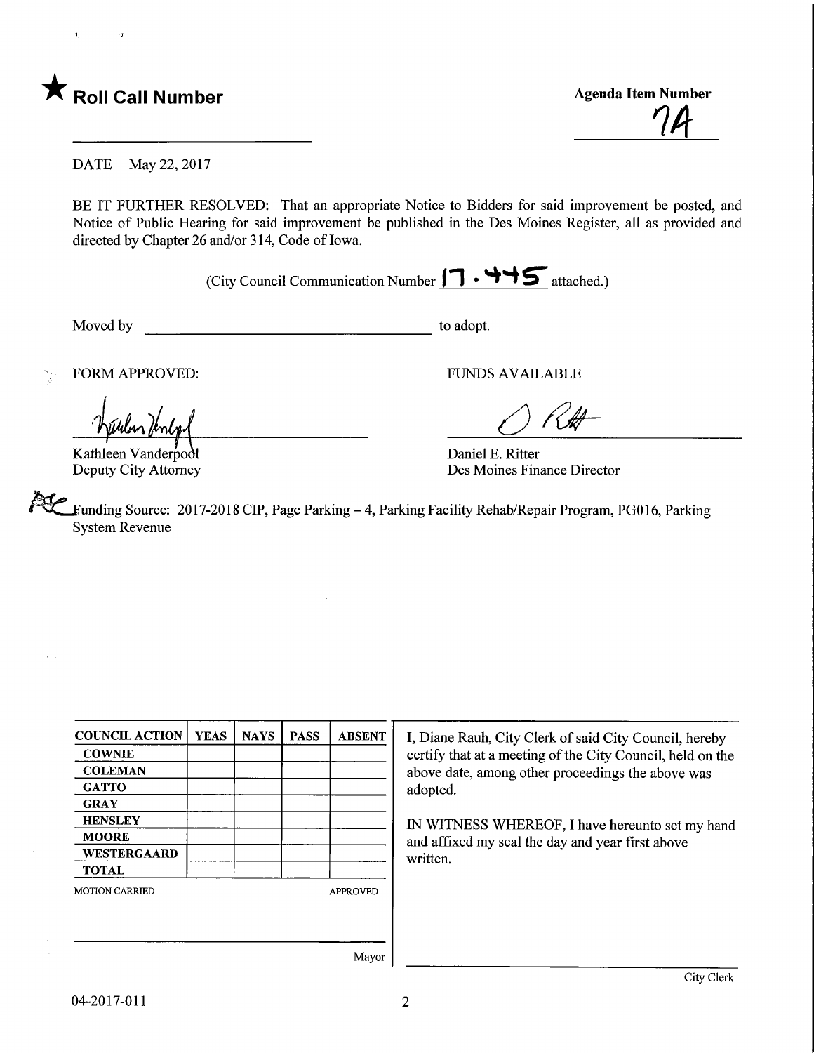★ **Roll Call Number**

**Agenda Item Number**

7A

DATE May 22, 2017

BE IT FURTHER RESOLVED: That an appropriate Notice to Bidders for said improvement be posted, and Notice of Public Hearing for said improvement be published in the Des Moines Register, all as provided and directed by Chapter 26 and/or 314, Code of Iowa.

(City Council Communication Number 17-445 attached.)

Moved by ________________________ to adopt.

FORM APPROVED:

Kathleen Vanderpool
Deputy City Attorney

FUNDS AVAILABLE

Daniel E. Ritter
Des Moines Finance Director

Funding Source: 2017-2018 CIP, Page Parking – 4, Parking Facility Rehab/Repair Program, PG016, Parking System Revenue

| COUNCIL ACTION | YEAS | NAYS | PASS | ABSENT |
|---|---|---|---|---|
| COWNIE | | | | |
| COLEMAN | | | | |
| GATTO | | | | |
| GRAY | | | | |
| HENSLEY | | | | |
| MOORE | | | | |
| WESTERGAARD | | | | |
| TOTAL | | | | |

MOTION CARRIED APPROVED

Mayor

I, Diane Rauh, City Clerk of said City Council, hereby certify that at a meeting of the City Council, held on the above date, among other proceedings the above was adopted.

IN WITNESS WHEREOF, I have hereunto set my hand and affixed my seal the day and year first above written.

City Clerk

04-2017-011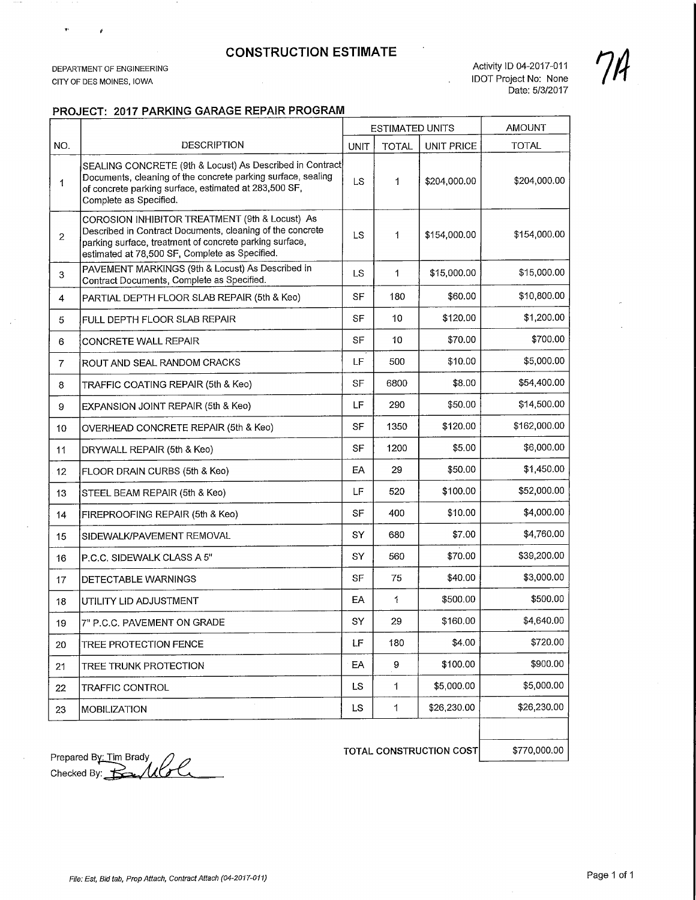# CONSTRUCTION ESTIMATE

DEPARTMENT OF ENGINEERING
CITY OF DES MOINES, IOWA

Activity ID 04-2017-011
IDOT Project No: None
Date: 5/3/2017

7A

## PROJECT: 2017 PARKING GARAGE REPAIR PROGRAM

| NO. | DESCRIPTION | ESTIMATED UNITS | | | AMOUNT |
|---|---|---|---|---|---|
| | | UNIT | TOTAL | UNIT PRICE | TOTAL |
| 1 | SEALING CONCRETE (9th & Locust) As Described in Contract Documents, cleaning of the concrete parking surface, sealing of concrete parking surface, estimated at 283,500 SF, Complete as Specified. | LS | 1 | $204,000.00 | $204,000.00 |
| 2 | COROSION INHIBITOR TREATMENT (9th & Locust) As Described in Contract Documents, cleaning of the concrete parking surface, treatment of concrete parking surface, estimated at 78,500 SF, Complete as Specified. | LS | 1 | $154,000.00 | $154,000.00 |
| 3 | PAVEMENT MARKINGS (9th & Locust) As Described in Contract Documents, Complete as Specified. | LS | 1 | $15,000.00 | $15,000.00 |
| 4 | PARTIAL DEPTH FLOOR SLAB REPAIR (5th & Keo) | SF | 180 | $60.00 | $10,800.00 |
| 5 | FULL DEPTH FLOOR SLAB REPAIR | SF | 10 | $120.00 | $1,200.00 |
| 6 | CONCRETE WALL REPAIR | SF | 10 | $70.00 | $700.00 |
| 7 | ROUT AND SEAL RANDOM CRACKS | LF | 500 | $10.00 | $5,000.00 |
| 8 | TRAFFIC COATING REPAIR (5th & Keo) | SF | 6800 | $8.00 | $54,400.00 |
| 9 | EXPANSION JOINT REPAIR (5th & Keo) | LF | 290 | $50.00 | $14,500.00 |
| 10 | OVERHEAD CONCRETE REPAIR (5th & Keo) | SF | 1350 | $120.00 | $162,000.00 |
| 11 | DRYWALL REPAIR (5th & Keo) | SF | 1200 | $5.00 | $6,000.00 |
| 12 | FLOOR DRAIN CURBS (5th & Keo) | EA | 29 | $50.00 | $1,450.00 |
| 13 | STEEL BEAM REPAIR (5th & Keo) | LF | 520 | $100.00 | $52,000.00 |
| 14 | FIREPROOFING REPAIR (5th & Keo) | SF | 400 | $10.00 | $4,000.00 |
| 15 | SIDEWALK/PAVEMENT REMOVAL | SY | 680 | $7.00 | $4,760.00 |
| 16 | P.C.C. SIDEWALK CLASS A 5" | SY | 560 | $70.00 | $39,200.00 |
| 17 | DETECTABLE WARNINGS | SF | 75 | $40.00 | $3,000.00 |
| 18 | UTILITY LID ADJUSTMENT | EA | 1 | $500.00 | $500.00 |
| 19 | 7" P.C.C. PAVEMENT ON GRADE | SY | 29 | $160.00 | $4,640.00 |
| 20 | TREE PROTECTION FENCE | LF | 180 | $4.00 | $720.00 |
| 21 | TREE TRUNK PROTECTION | EA | 9 | $100.00 | $900.00 |
| 22 | TRAFFIC CONTROL | LS | 1 | $5,000.00 | $5,000.00 |
| 23 | MOBILIZATION | LS | 1 | $26,230.00 | $26,230.00 |
| | | | | TOTAL CONSTRUCTION COST | $770,000.00 |

Prepared By: Tim Brady
Checked By: [signature]

*File: Est, Bid tab, Prop Attach, Contract Attach (04-2017-011)*